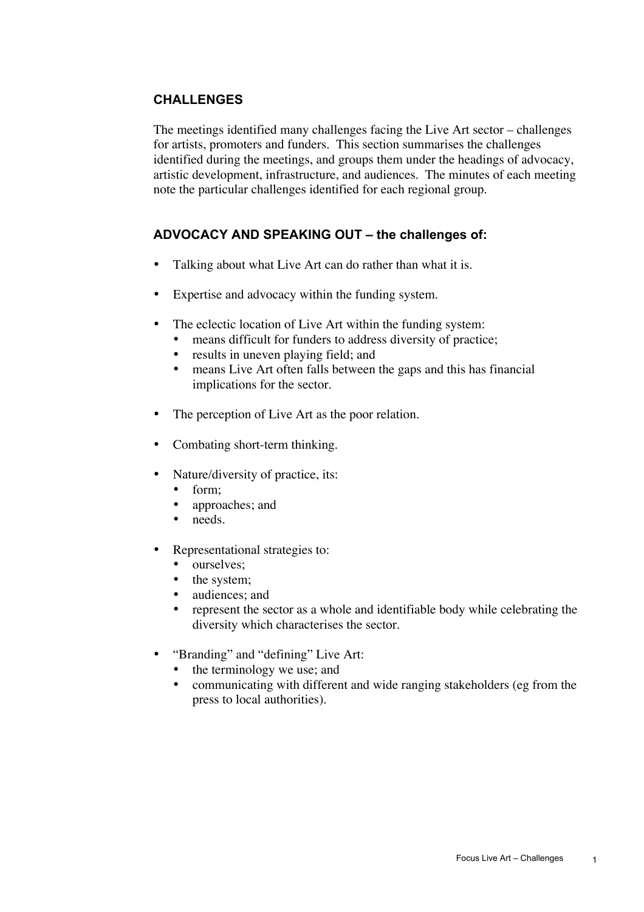## CHALLENGES

The meetings identified many challenges facing the Live Art sector – challenges for artists, promoters and funders. This section summarises the challenges identified during the meetings, and groups them under the headings of advocacy, artistic development, infrastructure, and audiences. The minutes of each meeting note the particular challenges identified for each regional group.

### ADVOCACY AND SPEAKING OUT – the challenges of:

- Talking about what Live Art can do rather than what it is.
- Expertise and advocacy within the funding system.
- The eclectic location of Live Art within the funding system:
  - means difficult for funders to address diversity of practice;
  - results in uneven playing field; and
  - means Live Art often falls between the gaps and this has financial implications for the sector.
- The perception of Live Art as the poor relation.
- Combating short-term thinking.
- Nature/diversity of practice, its:
  - form;
  - approaches; and
  - needs.
- Representational strategies to:
  - ourselves;
  - the system;
  - audiences; and
  - represent the sector as a whole and identifiable body while celebrating the diversity which characterises the sector.
- "Branding" and "defining" Live Art:
  - the terminology we use; and
  - communicating with different and wide ranging stakeholders (eg from the press to local authorities).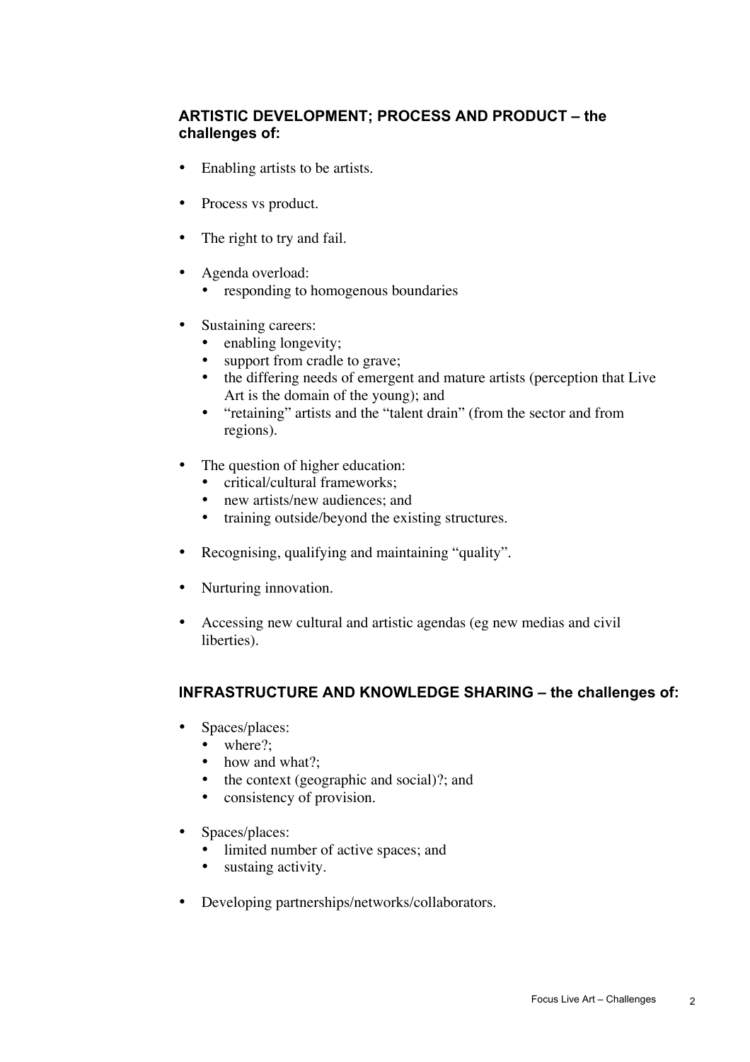## ARTISTIC DEVELOPMENT; PROCESS AND PRODUCT – the challenges of:

- Enabling artists to be artists.
- Process vs product.
- The right to try and fail.
- Agenda overload:
  - responding to homogenous boundaries
- Sustaining careers:
  - enabling longevity;
  - support from cradle to grave;
  - the differing needs of emergent and mature artists (perception that Live Art is the domain of the young); and
  - "retaining" artists and the "talent drain" (from the sector and from regions).
- The question of higher education:
  - critical/cultural frameworks;
  - new artists/new audiences; and
  - training outside/beyond the existing structures.
- Recognising, qualifying and maintaining "quality".
- Nurturing innovation.
- Accessing new cultural and artistic agendas (eg new medias and civil liberties).

## INFRASTRUCTURE AND KNOWLEDGE SHARING – the challenges of:

- Spaces/places:
  - where?;
  - how and what?;
  - the context (geographic and social)?; and
  - consistency of provision.
- Spaces/places:
  - limited number of active spaces; and
  - sustaing activity.
- Developing partnerships/networks/collaborators.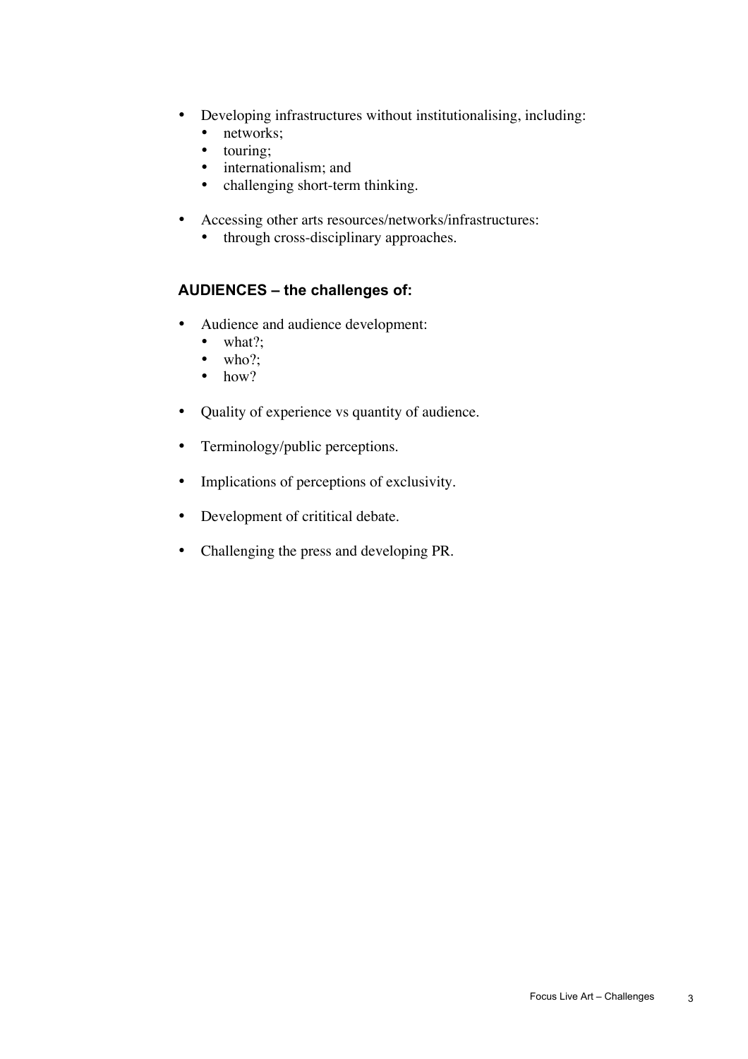- Developing infrastructures without institutionalising, including:
  - networks;
  - touring;
  - internationalism; and
  - challenging short-term thinking.

- Accessing other arts resources/networks/infrastructures:
  - through cross-disciplinary approaches.

### AUDIENCES – the challenges of:

- Audience and audience development:
  - what?;
  - who?;
  - how?

- Quality of experience vs quantity of audience.

- Terminology/public perceptions.

- Implications of perceptions of exclusivity.

- Development of crititical debate.

- Challenging the press and developing PR.